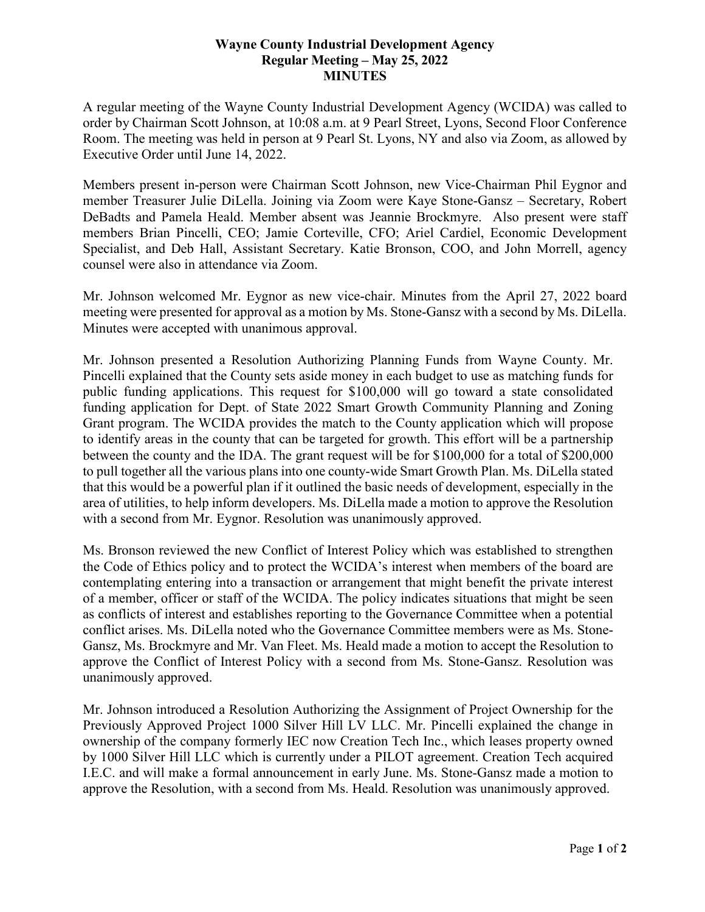# Wayne County Industrial Development Agency
## Regular Meeting – May 25, 2022
## MINUTES

A regular meeting of the Wayne County Industrial Development Agency (WCIDA) was called to order by Chairman Scott Johnson, at 10:08 a.m. at 9 Pearl Street, Lyons, Second Floor Conference Room. The meeting was held in person at 9 Pearl St. Lyons, NY and also via Zoom, as allowed by Executive Order until June 14, 2022.

Members present in-person were Chairman Scott Johnson, new Vice-Chairman Phil Eygnor and member Treasurer Julie DiLella. Joining via Zoom were Kaye Stone-Gansz – Secretary, Robert DeBadts and Pamela Heald. Member absent was Jeannie Brockmyre. Also present were staff members Brian Pincelli, CEO; Jamie Corteville, CFO; Ariel Cardiel, Economic Development Specialist, and Deb Hall, Assistant Secretary. Katie Bronson, COO, and John Morrell, agency counsel were also in attendance via Zoom.

Mr. Johnson welcomed Mr. Eygnor as new vice-chair. Minutes from the April 27, 2022 board meeting were presented for approval as a motion by Ms. Stone-Gansz with a second by Ms. DiLella. Minutes were accepted with unanimous approval.

Mr. Johnson presented a Resolution Authorizing Planning Funds from Wayne County. Mr. Pincelli explained that the County sets aside money in each budget to use as matching funds for public funding applications. This request for $100,000 will go toward a state consolidated funding application for Dept. of State 2022 Smart Growth Community Planning and Zoning Grant program. The WCIDA provides the match to the County application which will propose to identify areas in the county that can be targeted for growth. This effort will be a partnership between the county and the IDA. The grant request will be for $100,000 for a total of $200,000 to pull together all the various plans into one county-wide Smart Growth Plan. Ms. DiLella stated that this would be a powerful plan if it outlined the basic needs of development, especially in the area of utilities, to help inform developers. Ms. DiLella made a motion to approve the Resolution with a second from Mr. Eygnor. Resolution was unanimously approved.

Ms. Bronson reviewed the new Conflict of Interest Policy which was established to strengthen the Code of Ethics policy and to protect the WCIDA's interest when members of the board are contemplating entering into a transaction or arrangement that might benefit the private interest of a member, officer or staff of the WCIDA. The policy indicates situations that might be seen as conflicts of interest and establishes reporting to the Governance Committee when a potential conflict arises. Ms. DiLella noted who the Governance Committee members were as Ms. Stone-Gansz, Ms. Brockmyre and Mr. Van Fleet. Ms. Heald made a motion to accept the Resolution to approve the Conflict of Interest Policy with a second from Ms. Stone-Gansz. Resolution was unanimously approved.

Mr. Johnson introduced a Resolution Authorizing the Assignment of Project Ownership for the Previously Approved Project 1000 Silver Hill LV LLC. Mr. Pincelli explained the change in ownership of the company formerly IEC now Creation Tech Inc., which leases property owned by 1000 Silver Hill LLC which is currently under a PILOT agreement. Creation Tech acquired I.E.C. and will make a formal announcement in early June. Ms. Stone-Gansz made a motion to approve the Resolution, with a second from Ms. Heald. Resolution was unanimously approved.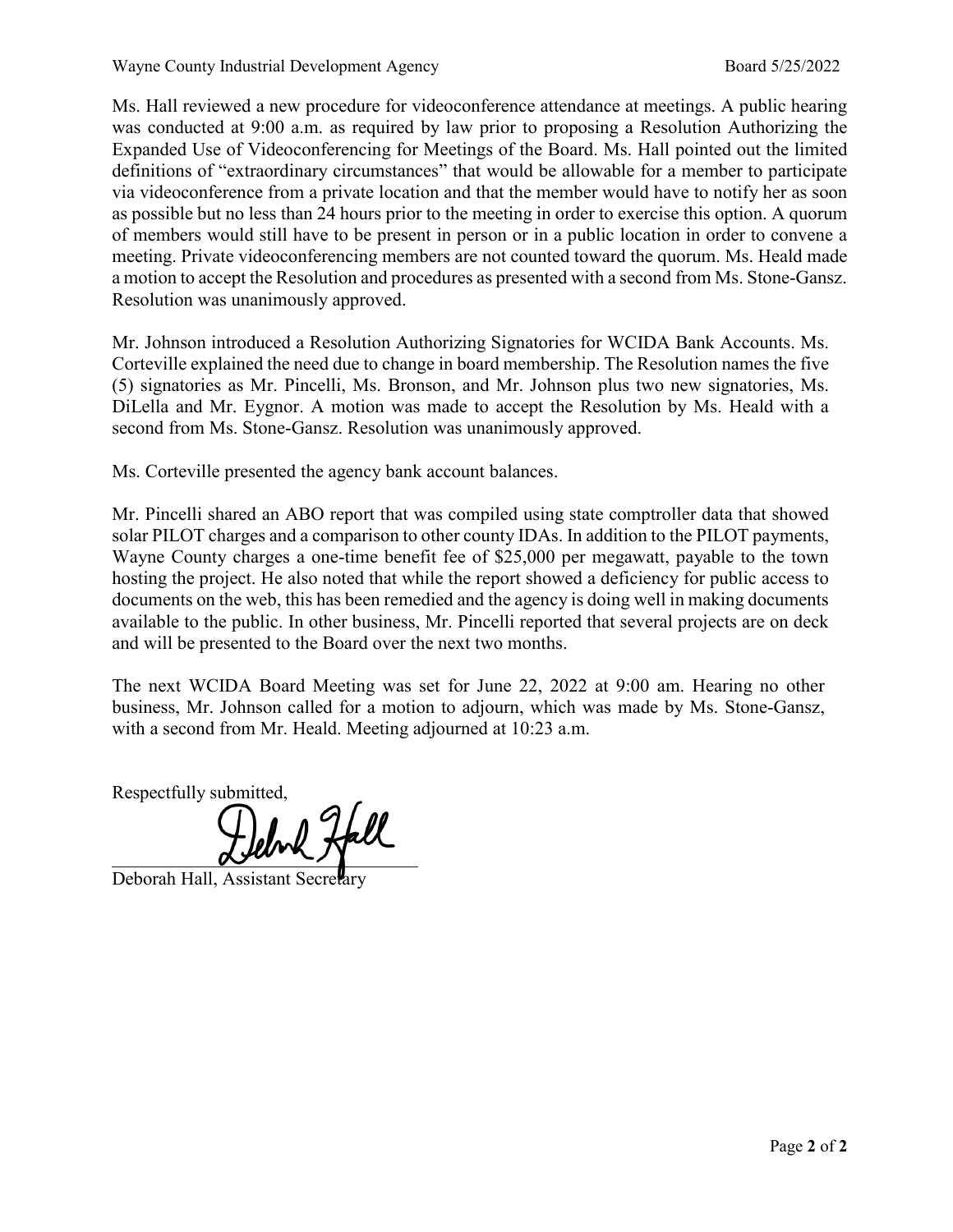Ms. Hall reviewed a new procedure for videoconference attendance at meetings. A public hearing was conducted at 9:00 a.m. as required by law prior to proposing a Resolution Authorizing the Expanded Use of Videoconferencing for Meetings of the Board. Ms. Hall pointed out the limited definitions of "extraordinary circumstances" that would be allowable for a member to participate via videoconference from a private location and that the member would have to notify her as soon as possible but no less than 24 hours prior to the meeting in order to exercise this option. A quorum of members would still have to be present in person or in a public location in order to convene a meeting. Private videoconferencing members are not counted toward the quorum. Ms. Heald made a motion to accept the Resolution and procedures as presented with a second from Ms. Stone-Gansz. Resolution was unanimously approved.

Mr. Johnson introduced a Resolution Authorizing Signatories for WCIDA Bank Accounts. Ms. Corteville explained the need due to change in board membership. The Resolution names the five (5) signatories as Mr. Pincelli, Ms. Bronson, and Mr. Johnson plus two new signatories, Ms. DiLella and Mr. Eygnor. A motion was made to accept the Resolution by Ms. Heald with a second from Ms. Stone-Gansz. Resolution was unanimously approved.

Ms. Corteville presented the agency bank account balances.

Mr. Pincelli shared an ABO report that was compiled using state comptroller data that showed solar PILOT charges and a comparison to other county IDAs. In addition to the PILOT payments, Wayne County charges a one-time benefit fee of $25,000 per megawatt, payable to the town hosting the project. He also noted that while the report showed a deficiency for public access to documents on the web, this has been remedied and the agency is doing well in making documents available to the public. In other business, Mr. Pincelli reported that several projects are on deck and will be presented to the Board over the next two months.

The next WCIDA Board Meeting was set for June 22, 2022 at 9:00 am. Hearing no other business, Mr. Johnson called for a motion to adjourn, which was made by Ms. Stone-Gansz, with a second from Mr. Heald. Meeting adjourned at 10:23 a.m.

Respectfully submitted,

Deborah Hall

Deborah Hall, Assistant Secretary